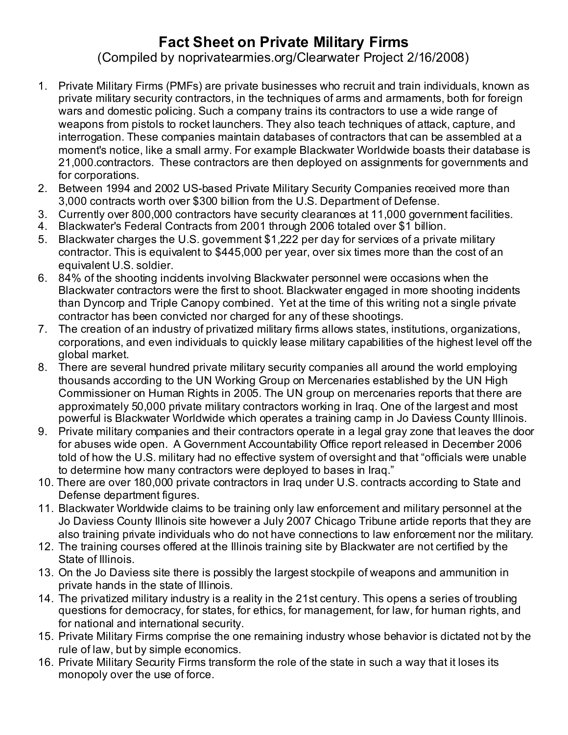# Fact Sheet on Private Military Firms

(Compiled by noprivatearmies.org/Clearwater Project 2/16/2008)

1. Private Military Firms (PMFs) are private businesses who recruit and train individuals, known as private military security contractors, in the techniques of arms and armaments, both for foreign wars and domestic policing. Such a company trains its contractors to use a wide range of weapons from pistols to rocket launchers. They also teach techniques of attack, capture, and interrogation. These companies maintain databases of contractors that can be assembled at a moment's notice, like a small army. For example Blackwater Worldwide boasts their database is 21,000.contractors. These contractors are then deployed on assignments for governments and for corporations.
2. Between 1994 and 2002 US-based Private Military Security Companies received more than 3,000 contracts worth over $300 billion from the U.S. Department of Defense.
3. Currently over 800,000 contractors have security clearances at 11,000 government facilities.
4. Blackwater's Federal Contracts from 2001 through 2006 totaled over $1 billion.
5. Blackwater charges the U.S. government $1,222 per day for services of a private military contractor. This is equivalent to $445,000 per year, over six times more than the cost of an equivalent U.S. soldier.
6. 84% of the shooting incidents involving Blackwater personnel were occasions when the Blackwater contractors were the first to shoot. Blackwater engaged in more shooting incidents than Dyncorp and Triple Canopy combined. Yet at the time of this writing not a single private contractor has been convicted nor charged for any of these shootings.
7. The creation of an industry of privatized military firms allows states, institutions, organizations, corporations, and even individuals to quickly lease military capabilities of the highest level off the global market.
8. There are several hundred private military security companies all around the world employing thousands according to the UN Working Group on Mercenaries established by the UN High Commissioner on Human Rights in 2005. The UN group on mercenaries reports that there are approximately 50,000 private military contractors working in Iraq. One of the largest and most powerful is Blackwater Worldwide which operates a training camp in Jo Daviess County Illinois.
9. Private military companies and their contractors operate in a legal gray zone that leaves the door for abuses wide open. A Government Accountability Office report released in December 2006 told of how the U.S. military had no effective system of oversight and that "officials were unable to determine how many contractors were deployed to bases in Iraq."
10. There are over 180,000 private contractors in Iraq under U.S. contracts according to State and Defense department figures.
11. Blackwater Worldwide claims to be training only law enforcement and military personnel at the Jo Daviess County Illinois site however a July 2007 Chicago Tribune article reports that they are also training private individuals who do not have connections to law enforcement nor the military.
12. The training courses offered at the Illinois training site by Blackwater are not certified by the State of Illinois.
13. On the Jo Daviess site there is possibly the largest stockpile of weapons and ammunition in private hands in the state of Illinois.
14. The privatized military industry is a reality in the 21st century. This opens a series of troubling questions for democracy, for states, for ethics, for management, for law, for human rights, and for national and international security.
15. Private Military Firms comprise the one remaining industry whose behavior is dictated not by the rule of law, but by simple economics.
16. Private Military Security Firms transform the role of the state in such a way that it loses its monopoly over the use of force.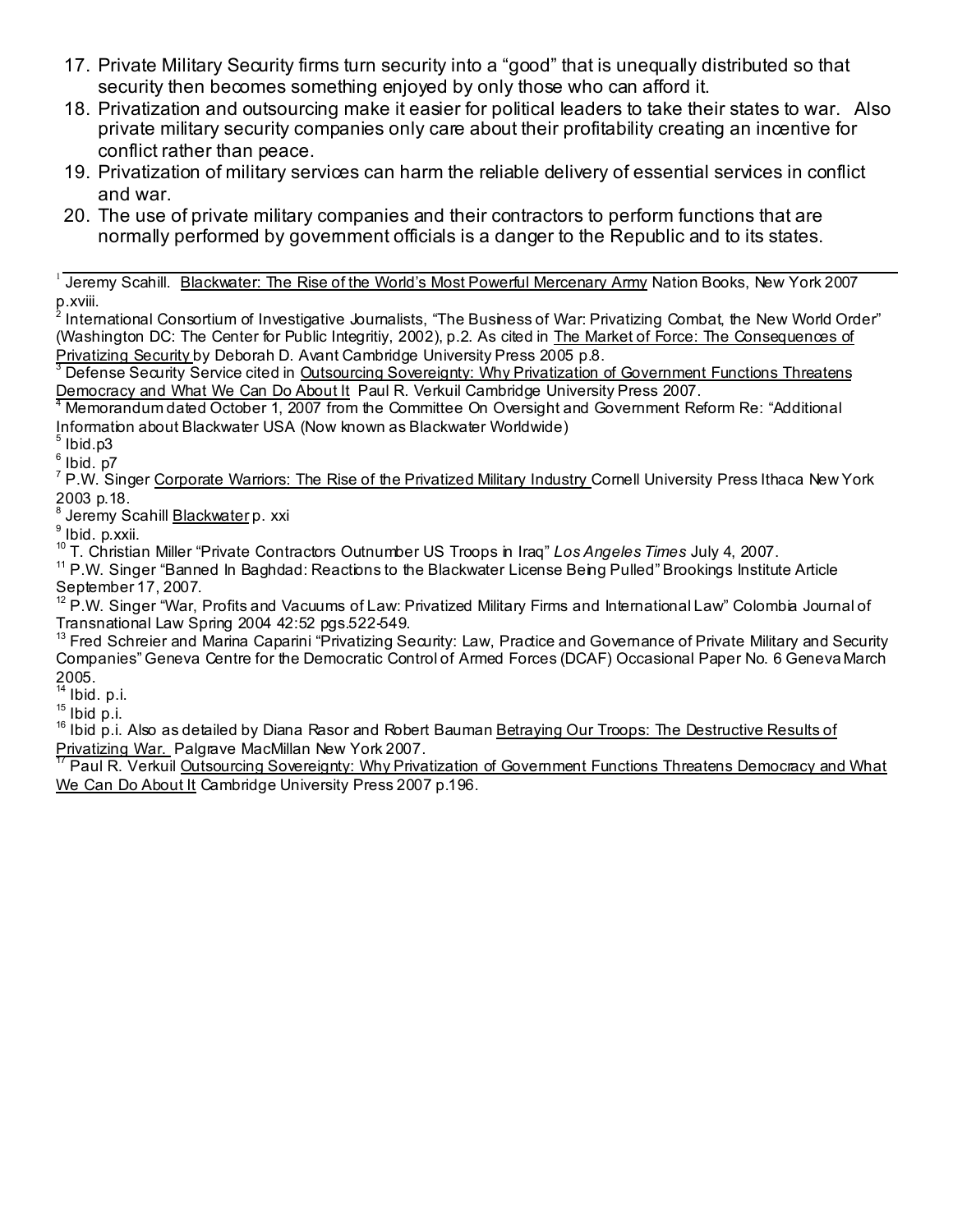17. Private Military Security firms turn security into a “good” that is unequally distributed so that security then becomes something enjoyed by only those who can afford it.
18. Privatization and outsourcing make it easier for political leaders to take their states to war. Also private military security companies only care about their profitability creating an incentive for conflict rather than peace.
19. Privatization of military services can harm the reliable delivery of essential services in conflict and war.
20. The use of private military companies and their contractors to perform functions that are normally performed by government officials is a danger to the Republic and to its states.

---

[1] Jeremy Scahill. Blackwater: The Rise of the World’s Most Powerful Mercenary Army Nation Books, New York 2007 p.xviii.

[2] International Consortium of Investigative Journalists, “The Business of War: Privatizing Combat, the New World Order” (Washington DC: The Center for Public Integritiy, 2002), p.2. As cited in The Market of Force: The Consequences of Privatizing Security by Deborah D. Avant Cambridge University Press 2005 p.8.

[3] Defense Security Service cited in Outsourcing Sovereignty: Why Privatization of Government Functions Threatens Democracy and What We Can Do About It Paul R. Verkuil Cambridge University Press 2007.

[4] Memorandum dated October 1, 2007 from the Committee On Oversight and Government Reform Re: “Additional Information about Blackwater USA (Now known as Blackwater Worldwide)

[5] Ibid.p3

[6] Ibid. p7

[7] P.W. Singer Corporate Warriors: The Rise of the Privatized Military Industry Cornell University Press Ithaca New York 2003 p.18.

[8] Jeremy Scahill Blackwater p. xxi

[9] Ibid. p.xxii.

[10] T. Christian Miller “Private Contractors Outnumber US Troops in Iraq” *Los Angeles Times* July 4, 2007.

[11] P.W. Singer “Banned In Baghdad: Reactions to the Blackwater License Being Pulled” Brookings Institute Article September 17, 2007.

[12] P.W. Singer “War, Profits and Vacuums of Law: Privatized Military Firms and International Law” Colombia Journal of Transnational Law Spring 2004 42:52 pgs.522-549.

[13] Fred Schreier and Marina Caparini “Privatizing Security: Law, Practice and Governance of Private Military and Security Companies” Geneva Centre for the Democratic Control of Armed Forces (DCAF) Occasional Paper No. 6 Geneva March 2005.

[14] Ibid. p.i.

[15] Ibid p.i.

[16] Ibid p.i. Also as detailed by Diana Rasor and Robert Bauman Betraying Our Troops: The Destructive Results of Privatizing War. Palgrave MacMillan New York 2007.

[17] Paul R. Verkuil Outsourcing Sovereignty: Why Privatization of Government Functions Threatens Democracy and What We Can Do About It Cambridge University Press 2007 p.196.